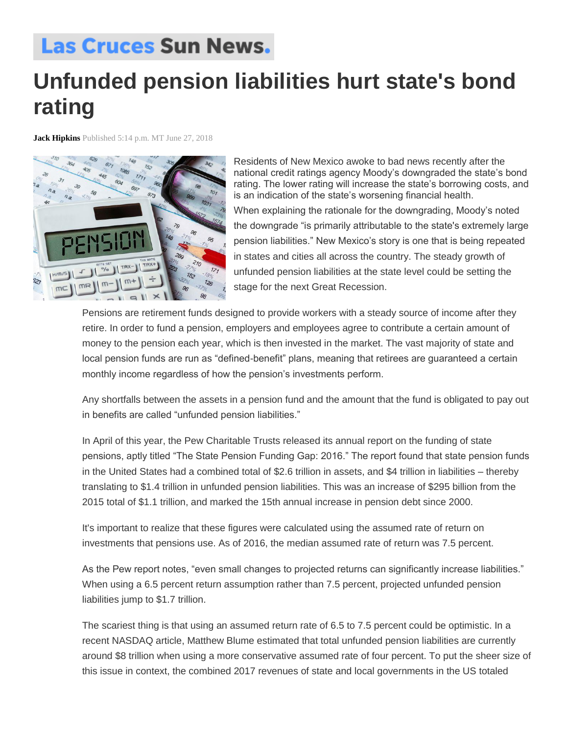**Las Cruces Sun News.**

# Unfunded pension liabilities hurt state's bond rating

**Jack Hipkins** Published 5:14 p.m. MT June 27, 2018

Residents of New Mexico awoke to bad news recently after the national credit ratings agency Moody's downgraded the state's bond rating. The lower rating will increase the state's borrowing costs, and is an indication of the state's worsening financial health.

When explaining the rationale for the downgrading, Moody's noted the downgrade "is primarily attributable to the state's extremely large pension liabilities." New Mexico's story is one that is being repeated in states and cities all across the country. The steady growth of unfunded pension liabilities at the state level could be setting the stage for the next Great Recession.

Pensions are retirement funds designed to provide workers with a steady source of income after they retire. In order to fund a pension, employers and employees agree to contribute a certain amount of money to the pension each year, which is then invested in the market. The vast majority of state and local pension funds are run as "defined-benefit" plans, meaning that retirees are guaranteed a certain monthly income regardless of how the pension's investments perform.

Any shortfalls between the assets in a pension fund and the amount that the fund is obligated to pay out in benefits are called "unfunded pension liabilities."

In April of this year, the Pew Charitable Trusts released its annual report on the funding of state pensions, aptly titled "The State Pension Funding Gap: 2016." The report found that state pension funds in the United States had a combined total of $2.6 trillion in assets, and $4 trillion in liabilities – thereby translating to $1.4 trillion in unfunded pension liabilities. This was an increase of $295 billion from the 2015 total of $1.1 trillion, and marked the 15th annual increase in pension debt since 2000.

It's important to realize that these figures were calculated using the assumed rate of return on investments that pensions use. As of 2016, the median assumed rate of return was 7.5 percent.

As the Pew report notes, "even small changes to projected returns can significantly increase liabilities." When using a 6.5 percent return assumption rather than 7.5 percent, projected unfunded pension liabilities jump to $1.7 trillion.

The scariest thing is that using an assumed return rate of 6.5 to 7.5 percent could be optimistic. In a recent NASDAQ article, Matthew Blume estimated that total unfunded pension liabilities are currently around $8 trillion when using a more conservative assumed rate of four percent. To put the sheer size of this issue in context, the combined 2017 revenues of state and local governments in the US totaled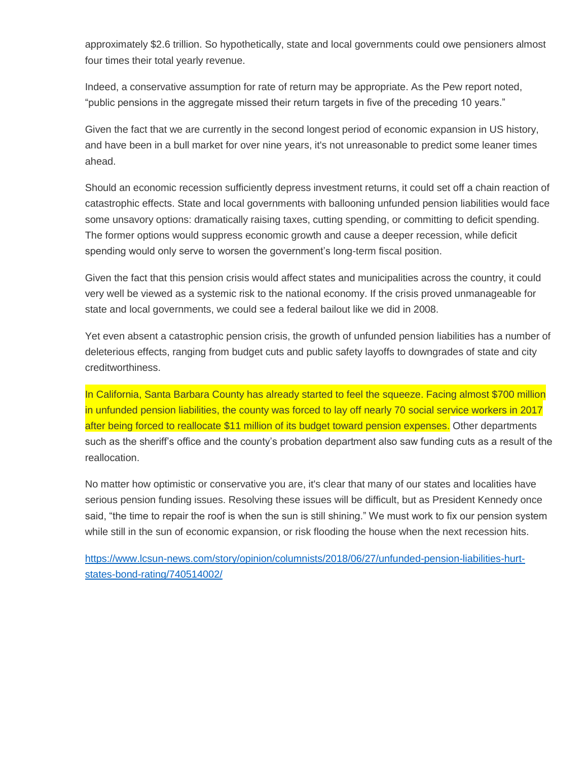approximately $2.6 trillion. So hypothetically, state and local governments could owe pensioners almost four times their total yearly revenue.

Indeed, a conservative assumption for rate of return may be appropriate. As the Pew report noted, “public pensions in the aggregate missed their return targets in five of the preceding 10 years.”

Given the fact that we are currently in the second longest period of economic expansion in US history, and have been in a bull market for over nine years, it's not unreasonable to predict some leaner times ahead.

Should an economic recession sufficiently depress investment returns, it could set off a chain reaction of catastrophic effects. State and local governments with ballooning unfunded pension liabilities would face some unsavory options: dramatically raising taxes, cutting spending, or committing to deficit spending. The former options would suppress economic growth and cause a deeper recession, while deficit spending would only serve to worsen the government’s long-term fiscal position.

Given the fact that this pension crisis would affect states and municipalities across the country, it could very well be viewed as a systemic risk to the national economy. If the crisis proved unmanageable for state and local governments, we could see a federal bailout like we did in 2008.

Yet even absent a catastrophic pension crisis, the growth of unfunded pension liabilities has a number of deleterious effects, ranging from budget cuts and public safety layoffs to downgrades of state and city creditworthiness.

In California, Santa Barbara County has already started to feel the squeeze. Facing almost $700 million in unfunded pension liabilities, the county was forced to lay off nearly 70 social service workers in 2017 after being forced to reallocate $11 million of its budget toward pension expenses. Other departments such as the sheriff’s office and the county’s probation department also saw funding cuts as a result of the reallocation.

No matter how optimistic or conservative you are, it's clear that many of our states and localities have serious pension funding issues. Resolving these issues will be difficult, but as President Kennedy once said, “the time to repair the roof is when the sun is still shining.” We must work to fix our pension system while still in the sun of economic expansion, or risk flooding the house when the next recession hits.

https://www.lcsun-news.com/story/opinion/columnists/2018/06/27/unfunded-pension-liabilities-hurt-states-bond-rating/740514002/